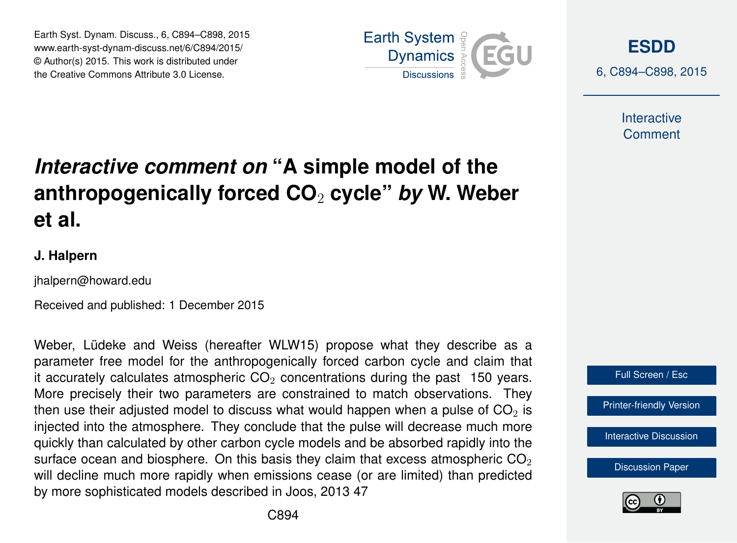# *Interactive comment on* "A simple model of the anthropogenically forced $CO_2$ cycle" *by* W. Weber et al.

**J. Halpern**

jhalpern@howard.edu

Received and published: 1 December 2015

Weber, Lüdeke and Weiss (hereafter WLW15) propose what they describe as a parameter free model for the anthropogenically forced carbon cycle and claim that it accurately calculates atmospheric $CO_2$ concentrations during the past 150 years. More precisely their two parameters are constrained to match observations. They then use their adjusted model to discuss what would happen when a pulse of $CO_2$ is injected into the atmosphere. They conclude that the pulse will decrease much more quickly than calculated by other carbon cycle models and be absorbed rapidly into the surface ocean and biosphere. On this basis they claim that excess atmospheric $CO_2$ will decline much more rapidly when emissions cease (or are limited) than predicted by more sophisticated models described in Joos, 2013 47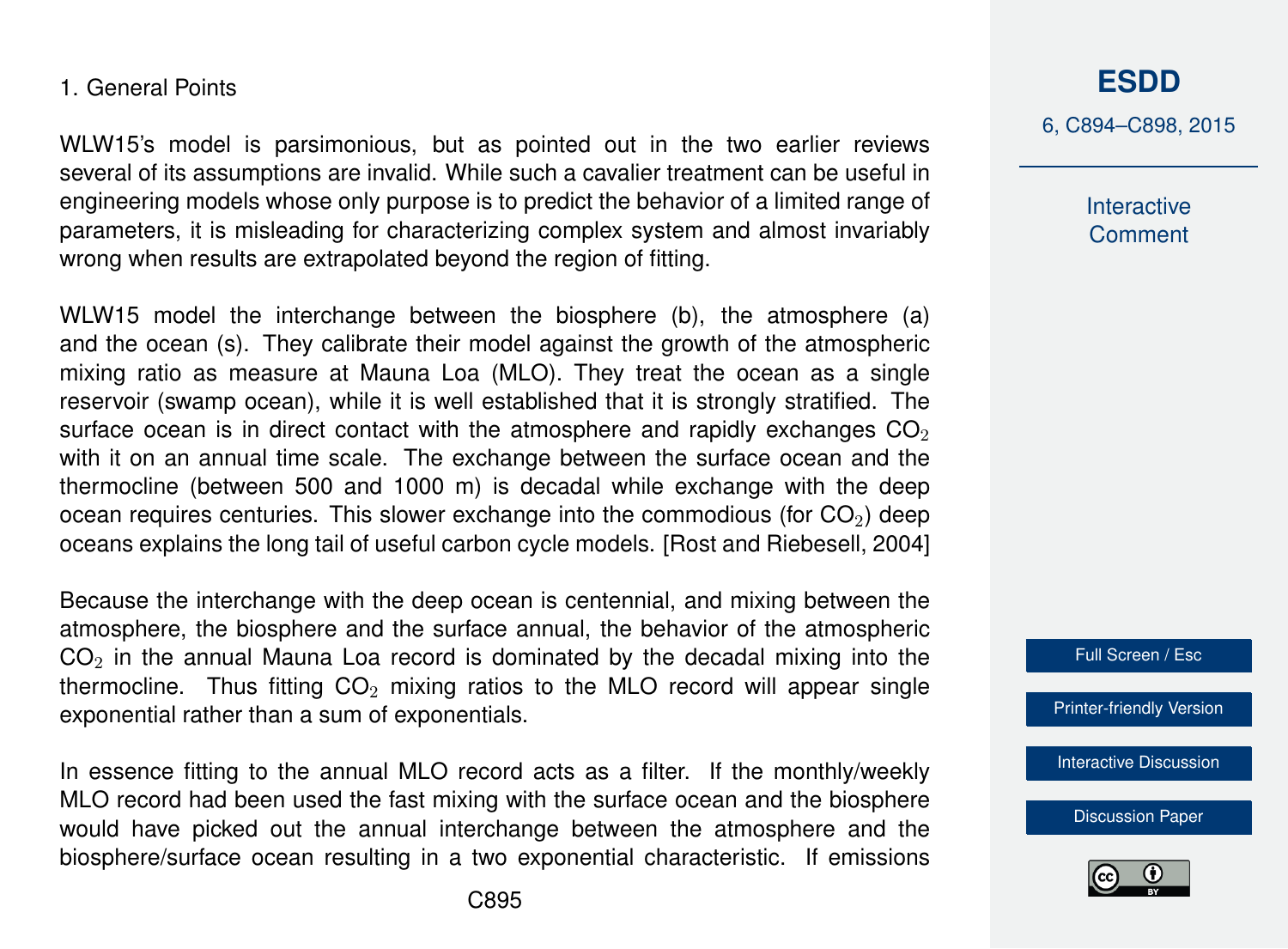1. General Points

WLW15's model is parsimonious, but as pointed out in the two earlier reviews several of its assumptions are invalid. While such a cavalier treatment can be useful in engineering models whose only purpose is to predict the behavior of a limited range of parameters, it is misleading for characterizing complex system and almost invariably wrong when results are extrapolated beyond the region of fitting.

WLW15 model the interchange between the biosphere (b), the atmosphere (a) and the ocean (s). They calibrate their model against the growth of the atmospheric mixing ratio as measure at Mauna Loa (MLO). They treat the ocean as a single reservoir (swamp ocean), while it is well established that it is strongly stratified. The surface ocean is in direct contact with the atmosphere and rapidly exchanges $CO_2$ with it on an annual time scale. The exchange between the surface ocean and the thermocline (between 500 and 1000 m) is decadal while exchange with the deep ocean requires centuries. This slower exchange into the commodious (for $CO_2$) deep oceans explains the long tail of useful carbon cycle models. [Rost and Riebesell, 2004]

Because the interchange with the deep ocean is centennial, and mixing between the atmosphere, the biosphere and the surface annual, the behavior of the atmospheric $CO_2$ in the annual Mauna Loa record is dominated by the decadal mixing into the thermocline. Thus fitting $CO_2$ mixing ratios to the MLO record will appear single exponential rather than a sum of exponentials.

In essence fitting to the annual MLO record acts as a filter. If the monthly/weekly MLO record had been used the fast mixing with the surface ocean and the biosphere would have picked out the annual interchange between the atmosphere and the biosphere/surface ocean resulting in a two exponential characteristic. If emissions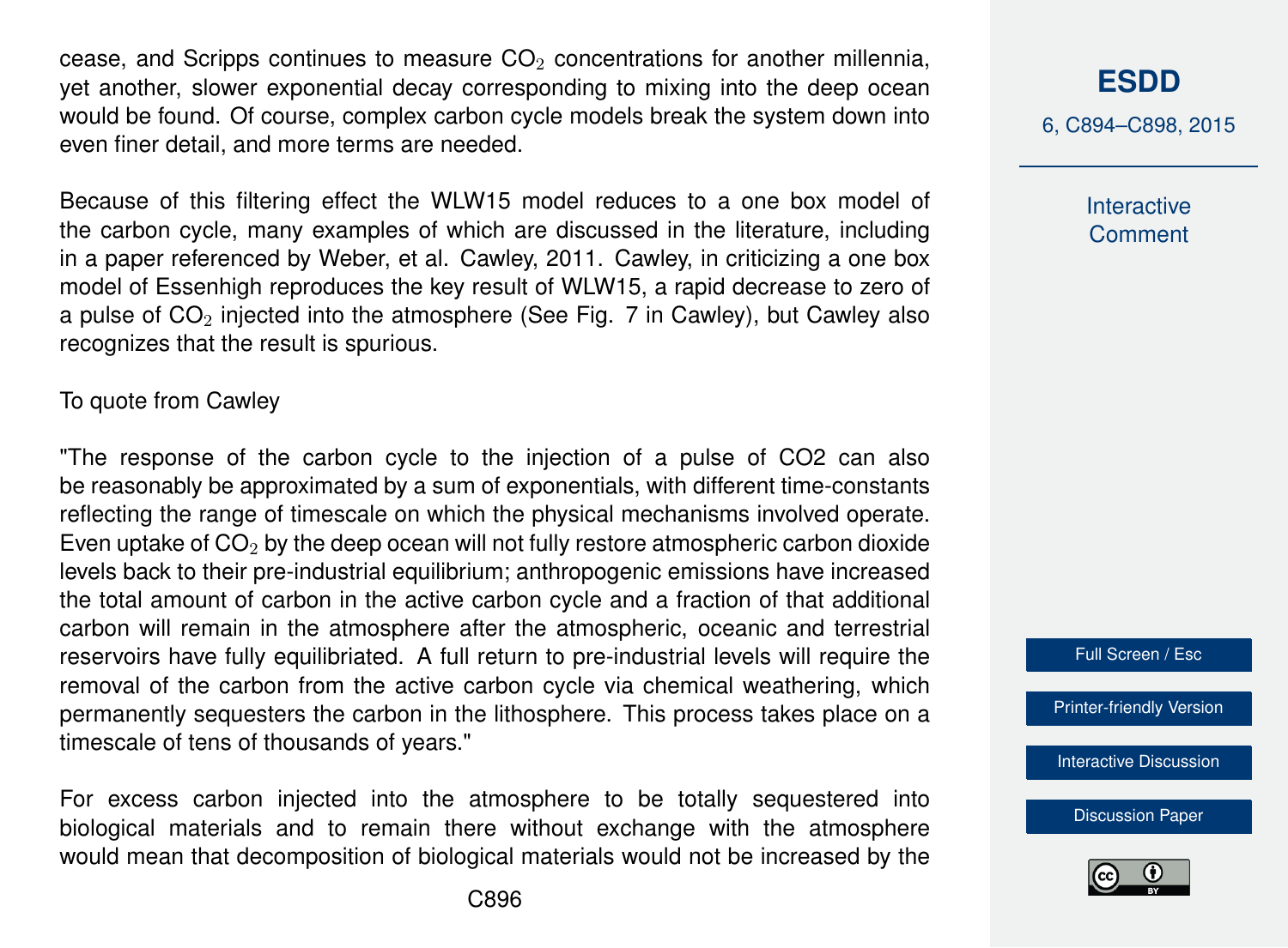cease, and Scripps continues to measure $CO_2$ concentrations for another millennia, yet another, slower exponential decay corresponding to mixing into the deep ocean would be found. Of course, complex carbon cycle models break the system down into even finer detail, and more terms are needed.

Because of this filtering effect the WLW15 model reduces to a one box model of the carbon cycle, many examples of which are discussed in the literature, including in a paper referenced by Weber, et al. Cawley, 2011. Cawley, in criticizing a one box model of Essenhigh reproduces the key result of WLW15, a rapid decrease to zero of a pulse of $CO_2$ injected into the atmosphere (See Fig. 7 in Cawley), but Cawley also recognizes that the result is spurious.

To quote from Cawley

"The response of the carbon cycle to the injection of a pulse of CO2 can also be reasonably be approximated by a sum of exponentials, with different time-constants reflecting the range of timescale on which the physical mechanisms involved operate. Even uptake of $CO_2$ by the deep ocean will not fully restore atmospheric carbon dioxide levels back to their pre-industrial equilibrium; anthropogenic emissions have increased the total amount of carbon in the active carbon cycle and a fraction of that additional carbon will remain in the atmosphere after the atmospheric, oceanic and terrestrial reservoirs have fully equilibriated. A full return to pre-industrial levels will require the removal of the carbon from the active carbon cycle via chemical weathering, which permanently sequesters the carbon in the lithosphere. This process takes place on a timescale of tens of thousands of years."

For excess carbon injected into the atmosphere to be totally sequestered into biological materials and to remain there without exchange with the atmosphere would mean that decomposition of biological materials would not be increased by the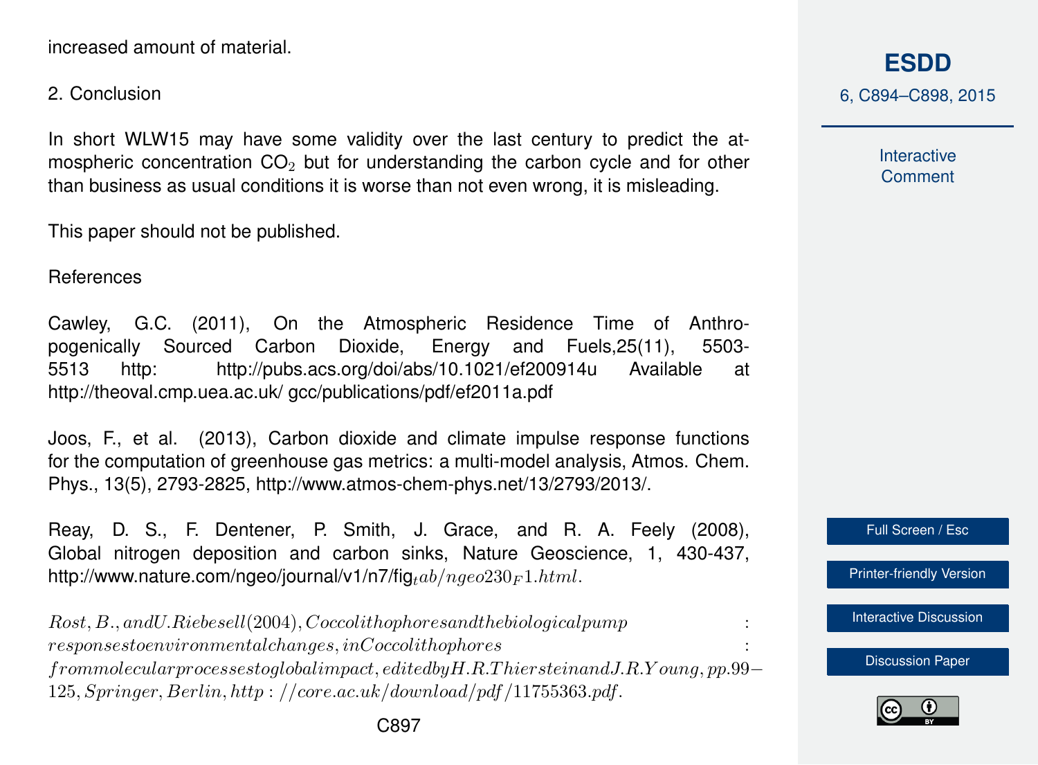increased amount of material.

2. Conclusion

In short WLW15 may have some validity over the last century to predict the atmospheric concentration $CO_2$ but for understanding the carbon cycle and for other than business as usual conditions it is worse than not even wrong, it is misleading.

This paper should not be published.

References

Cawley, G.C. (2011), On the Atmospheric Residence Time of Anthropogenically Sourced Carbon Dioxide, Energy and Fuels,25(11), 5503-5513 http: http://pubs.acs.org/doi/abs/10.1021/ef200914u Available at http://theoval.cmp.uea.ac.uk/ gcc/publications/pdf/ef2011a.pdf

Joos, F., et al. (2013), Carbon dioxide and climate impulse response functions for the computation of greenhouse gas metrics: a multi-model analysis, Atmos. Chem. Phys., 13(5), 2793-2825, http://www.atmos-chem-phys.net/13/2793/2013/.

Reay, D. S., F. Dentener, P. Smith, J. Grace, and R. A. Feely (2008), Global nitrogen deposition and carbon sinks, Nature Geoscience, 1, 430-437, http://www.nature.com/ngeo/journal/v1/n7/fig_tab/ngeo230_F1.html.

Rost, B., and U. Riebesell (2004), Coccolithophores and the biological pump: responses to environmental changes, in Coccolithophores: from molecular processes to global impact, edited by H.R. Thierstein and J.R. Young, pp.99–125, Springer, Berlin, http://core.ac.uk/download/pdf/11755363.pdf.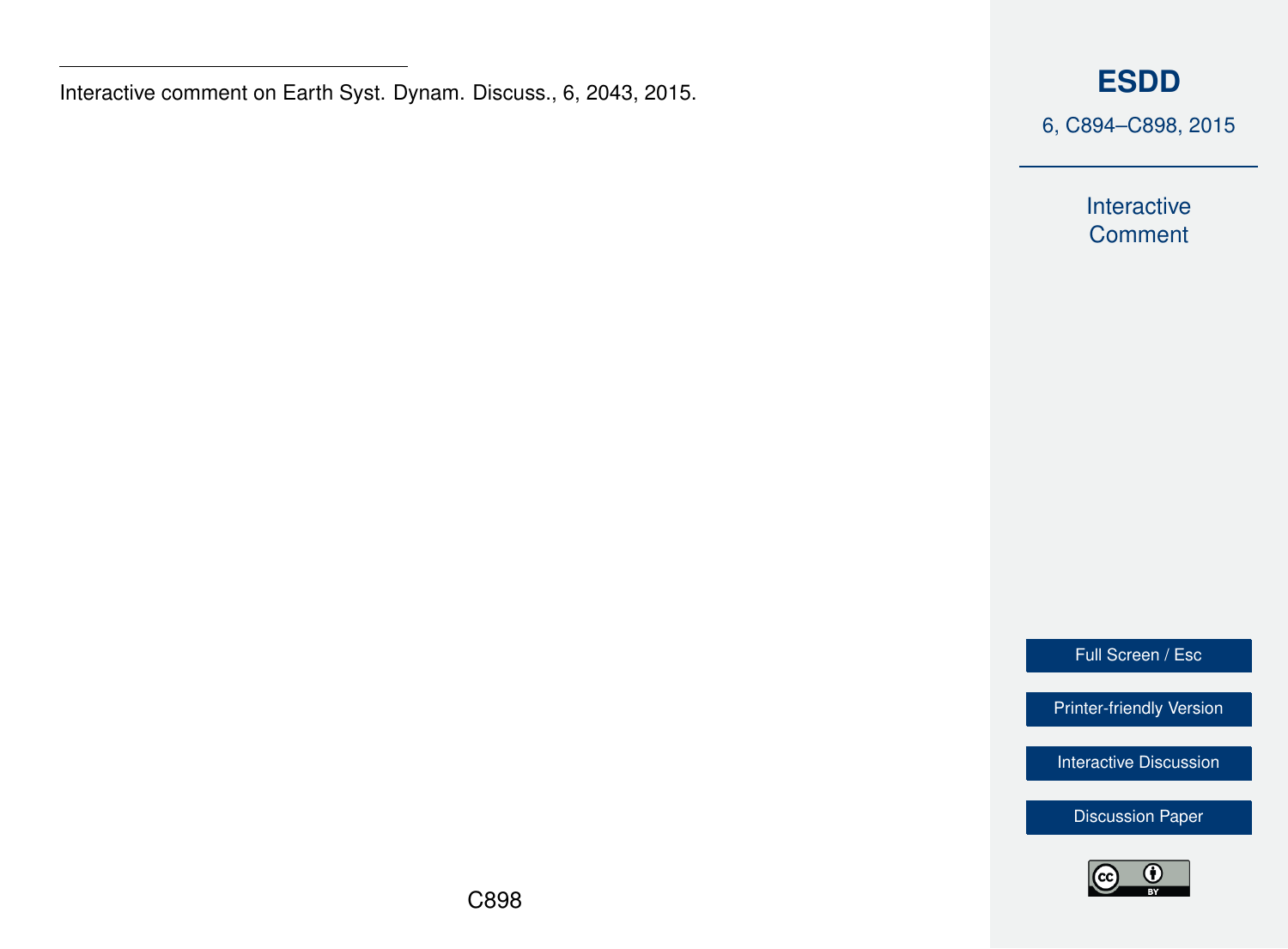Interactive comment on Earth Syst. Dynam. Discuss., 6, 2043, 2015.